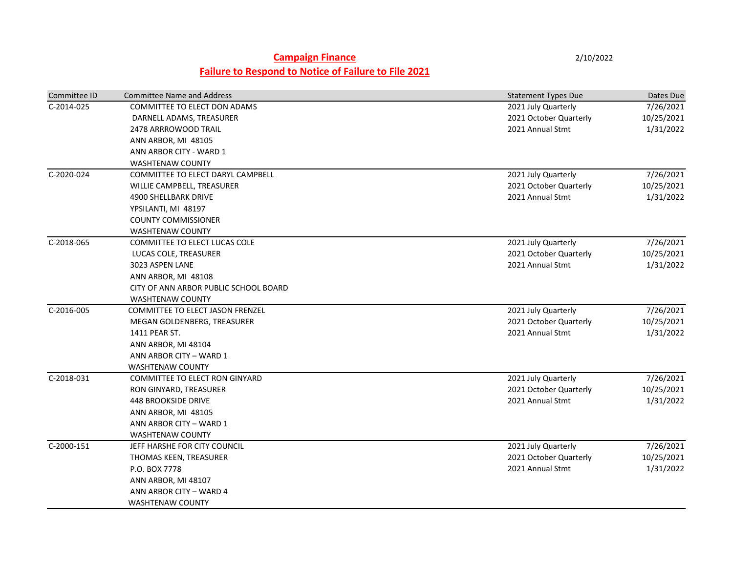# Campaign Finance

## Failure to Respond to Notice of Failure to File 2021

2/10/2022

| Committee ID | Committee Name and Address | Statement Types Due | Dates Due |
|---|---|---|---|
| C-2014-025 | COMMITTEE TO ELECT DON ADAMS<br>DARNELL ADAMS, TREASURER<br>2478 ARRROWOOD TRAIL<br>ANN ARBOR, MI 48105<br>ANN ARBOR CITY - WARD 1<br>WASHTENAW COUNTY | 2021 July Quarterly<br>2021 October Quarterly<br>2021 Annual Stmt | 7/26/2021<br>10/25/2021<br>1/31/2022 |
| C-2020-024 | COMMITTEE TO ELECT DARYL CAMPBELL<br>WILLIE CAMPBELL, TREASURER<br>4900 SHELLBARK DRIVE<br>YPSILANTI, MI 48197<br>COUNTY COMMISSIONER<br>WASHTENAW COUNTY | 2021 July Quarterly<br>2021 October Quarterly<br>2021 Annual Stmt | 7/26/2021<br>10/25/2021<br>1/31/2022 |
| C-2018-065 | COMMITTEE TO ELECT LUCAS COLE<br>LUCAS COLE, TREASURER<br>3023 ASPEN LANE<br>ANN ARBOR, MI 48108<br>CITY OF ANN ARBOR PUBLIC SCHOOL BOARD<br>WASHTENAW COUNTY | 2021 July Quarterly<br>2021 October Quarterly<br>2021 Annual Stmt | 7/26/2021<br>10/25/2021<br>1/31/2022 |
| C-2016-005 | COMMITTEE TO ELECT JASON FRENZEL<br>MEGAN GOLDENBERG, TREASURER<br>1411 PEAR ST.<br>ANN ARBOR, MI 48104<br>ANN ARBOR CITY – WARD 1<br>WASHTENAW COUNTY | 2021 July Quarterly<br>2021 October Quarterly<br>2021 Annual Stmt | 7/26/2021<br>10/25/2021<br>1/31/2022 |
| C-2018-031 | COMMITTEE TO ELECT RON GINYARD<br>RON GINYARD, TREASURER<br>448 BROOKSIDE DRIVE<br>ANN ARBOR, MI 48105<br>ANN ARBOR CITY – WARD 1<br>WASHTENAW COUNTY | 2021 July Quarterly<br>2021 October Quarterly<br>2021 Annual Stmt | 7/26/2021<br>10/25/2021<br>1/31/2022 |
| C-2000-151 | JEFF HARSHE FOR CITY COUNCIL<br>THOMAS KEEN, TREASURER<br>P.O. BOX 7778<br>ANN ARBOR, MI 48107<br>ANN ARBOR CITY – WARD 4<br>WASHTENAW COUNTY | 2021 July Quarterly<br>2021 October Quarterly<br>2021 Annual Stmt | 7/26/2021<br>10/25/2021<br>1/31/2022 |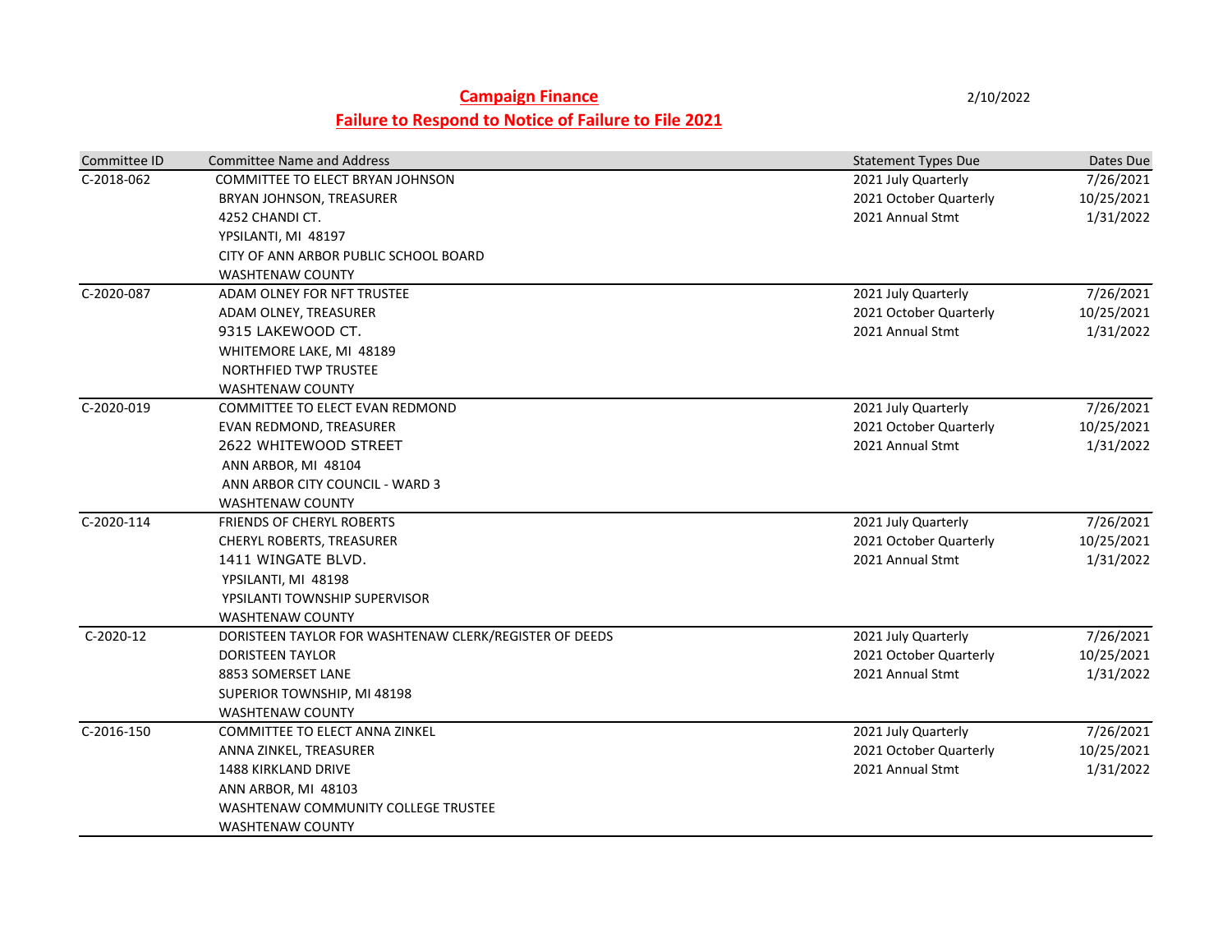# Campaign Finance

## Failure to Respond to Notice of Failure to File 2021

2/10/2022

| Committee ID | Committee Name and Address | Statement Types Due | Dates Due |
|---|---|---|---|
| C-2018-062 | COMMITTEE TO ELECT BRYAN JOHNSON | 2021 July Quarterly | 7/26/2021 |
| | BRYAN JOHNSON, TREASURER | 2021 October Quarterly | 10/25/2021 |
| | 4252 CHANDI CT. | 2021 Annual Stmt | 1/31/2022 |
| | YPSILANTI, MI 48197 | | |
| | CITY OF ANN ARBOR PUBLIC SCHOOL BOARD | | |
| | WASHTENAW COUNTY | | |
| C-2020-087 | ADAM OLNEY FOR NFT TRUSTEE | 2021 July Quarterly | 7/26/2021 |
| | ADAM OLNEY, TREASURER | 2021 October Quarterly | 10/25/2021 |
| | 9315 LAKEWOOD CT. | 2021 Annual Stmt | 1/31/2022 |
| | WHITEMORE LAKE, MI 48189 | | |
| | NORTHFIED TWP TRUSTEE | | |
| | WASHTENAW COUNTY | | |
| C-2020-019 | COMMITTEE TO ELECT EVAN REDMOND | 2021 July Quarterly | 7/26/2021 |
| | EVAN REDMOND, TREASURER | 2021 October Quarterly | 10/25/2021 |
| | 2622 WHITEWOOD STREET | 2021 Annual Stmt | 1/31/2022 |
| | ANN ARBOR, MI 48104 | | |
| | ANN ARBOR CITY COUNCIL - WARD 3 | | |
| | WASHTENAW COUNTY | | |
| C-2020-114 | FRIENDS OF CHERYL ROBERTS | 2021 July Quarterly | 7/26/2021 |
| | CHERYL ROBERTS, TREASURER | 2021 October Quarterly | 10/25/2021 |
| | 1411 WINGATE BLVD. | 2021 Annual Stmt | 1/31/2022 |
| | YPSILANTI, MI 48198 | | |
| | YPSILANTI TOWNSHIP SUPERVISOR | | |
| | WASHTENAW COUNTY | | |
| C-2020-12 | DORISTEEN TAYLOR FOR WASHTENAW CLERK/REGISTER OF DEEDS | 2021 July Quarterly | 7/26/2021 |
| | DORISTEEN TAYLOR | 2021 October Quarterly | 10/25/2021 |
| | 8853 SOMERSET LANE | 2021 Annual Stmt | 1/31/2022 |
| | SUPERIOR TOWNSHIP, MI 48198 | | |
| | WASHTENAW COUNTY | | |
| C-2016-150 | COMMITTEE TO ELECT ANNA ZINKEL | 2021 July Quarterly | 7/26/2021 |
| | ANNA ZINKEL, TREASURER | 2021 October Quarterly | 10/25/2021 |
| | 1488 KIRKLAND DRIVE | 2021 Annual Stmt | 1/31/2022 |
| | ANN ARBOR, MI 48103 | | |
| | WASHTENAW COMMUNITY COLLEGE TRUSTEE | | |
| | WASHTENAW COUNTY | | |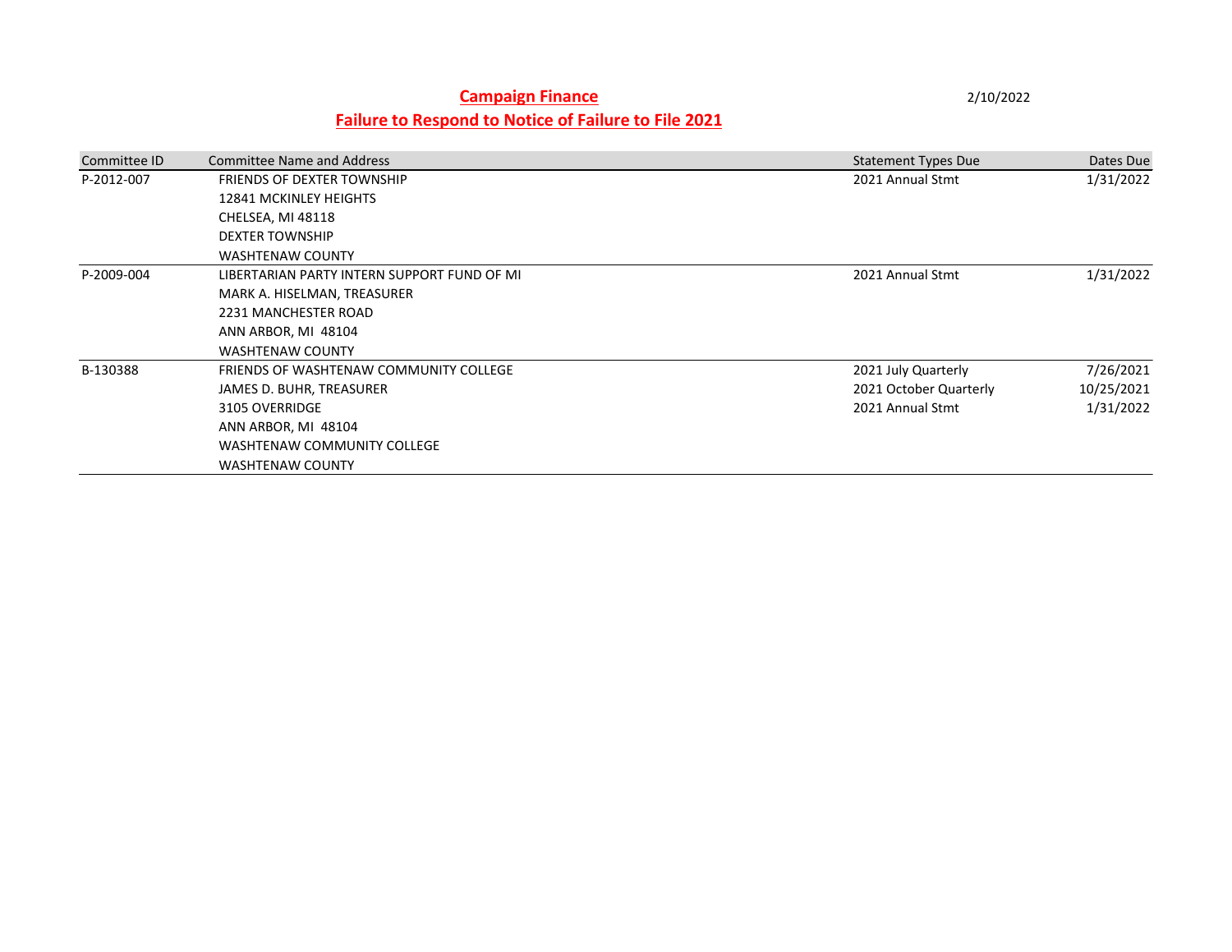## Campaign Finance

## Failure to Respond to Notice of Failure to File 2021

2/10/2022

| Committee ID | Committee Name and Address | Statement Types Due | Dates Due |
|---|---|---|---|
| P-2012-007 | FRIENDS OF DEXTER TOWNSHIP<br>12841 MCKINLEY HEIGHTS<br>CHELSEA, MI 48118<br>DEXTER TOWNSHIP<br>WASHTENAW COUNTY | 2021 Annual Stmt | 1/31/2022 |
| P-2009-004 | LIBERTARIAN PARTY INTERN SUPPORT FUND OF MI<br>MARK A. HISELMAN, TREASURER<br>2231 MANCHESTER ROAD<br>ANN ARBOR, MI 48104<br>WASHTENAW COUNTY | 2021 Annual Stmt | 1/31/2022 |
| B-130388 | FRIENDS OF WASHTENAW COMMUNITY COLLEGE<br>JAMES D. BUHR, TREASURER<br>3105 OVERRIDGE<br>ANN ARBOR, MI 48104<br>WASHTENAW COMMUNITY COLLEGE<br>WASHTENAW COUNTY | 2021 July Quarterly<br>2021 October Quarterly<br>2021 Annual Stmt | 7/26/2021<br>10/25/2021<br>1/31/2022 |